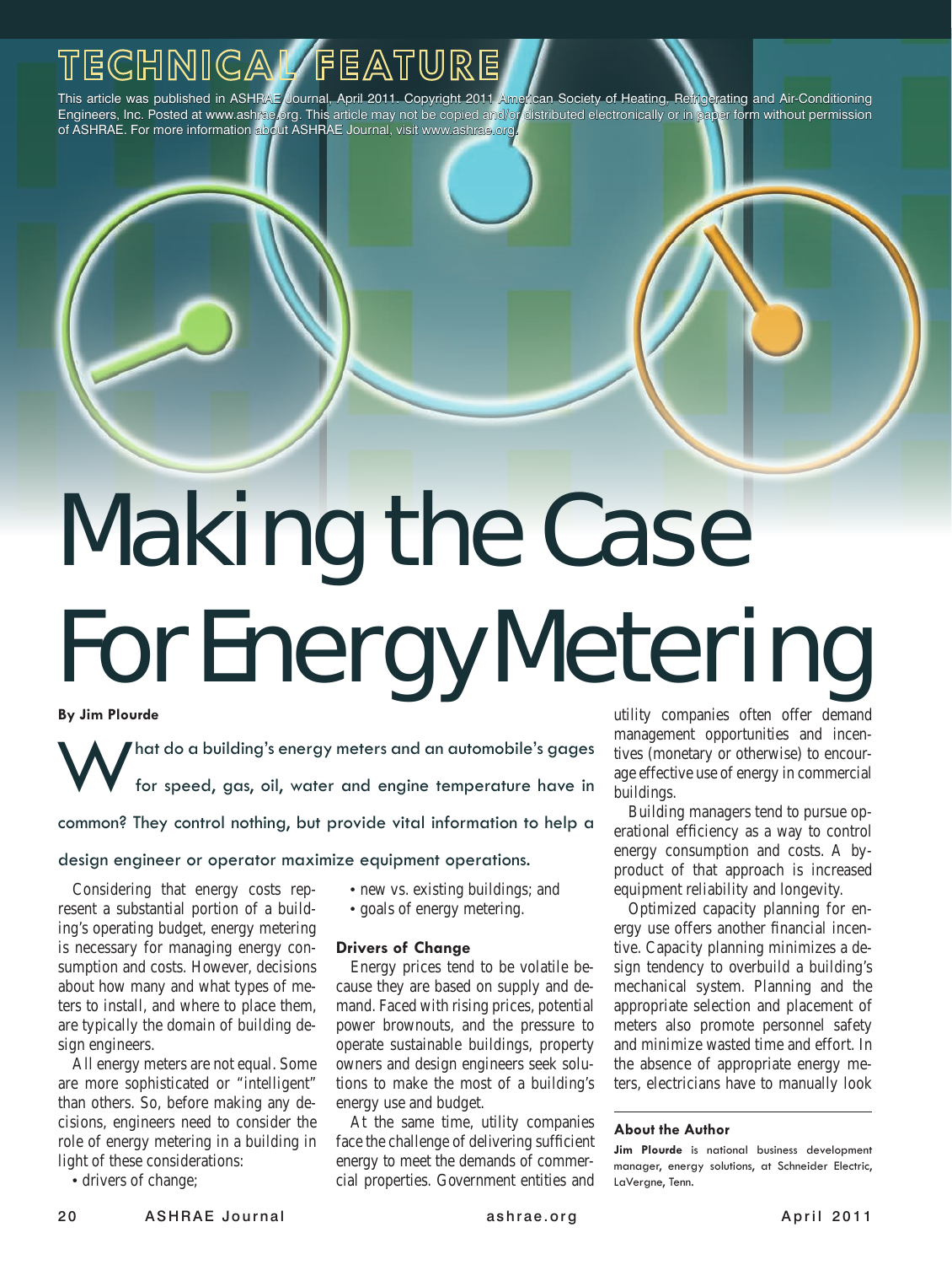TECHNICAL FEATURE

This article was published in ASHRAE Journal, April 2011. Copyright 2011 American Society of Heating, Refrigerating and Air-Conditioning Engineers, Inc. Posted at www.ashrae.org. This article may not be copied and/or distributed electronically or in paper form without permission of ASHRAE. For more information about ASHRAE Journal, visit www.ashrae.org.

# Making the Case For Energy Metering

**By Jim Plourde**

What do a building's energy meters and an automobile's gages for speed, gas, oil, water and engine temperature have in common? They control nothing, but provide vital information to help a design engineer or operator maximize equipment operations.

Considering that energy costs represent a substantial portion of a building's operating budget, energy metering is necessary for managing energy consumption and costs. However, decisions about how many and what types of meters to install, and where to place them, are typically the domain of building design engineers.

All energy meters are not equal. Some are more sophisticated or "intelligent" than others. So, before making any decisions, engineers need to consider the role of energy metering in a building in light of these considerations:

- drivers of change;
- new vs. existing buildings; and
- goals of energy metering.

### Drivers of Change

Energy prices tend to be volatile because they are based on supply and demand. Faced with rising prices, potential power brownouts, and the pressure to operate sustainable buildings, property owners and design engineers seek solutions to make the most of a building's energy use and budget.

At the same time, utility companies face the challenge of delivering sufficient energy to meet the demands of commercial properties. Government entities and utility companies often offer demand management opportunities and incentives (monetary or otherwise) to encourage effective use of energy in commercial buildings.

Building managers tend to pursue operational efficiency as a way to control energy consumption and costs. A byproduct of that approach is increased equipment reliability and longevity.

Optimized capacity planning for energy use offers another financial incentive. Capacity planning minimizes a design tendency to overbuild a building's mechanical system. Planning and the appropriate selection and placement of meters also promote personnel safety and minimize wasted time and effort. In the absence of appropriate energy meters, electricians have to manually look

**About the Author**

**Jim Plourde** is national business development manager, energy solutions, at Schneider Electric, LaVergne, Tenn.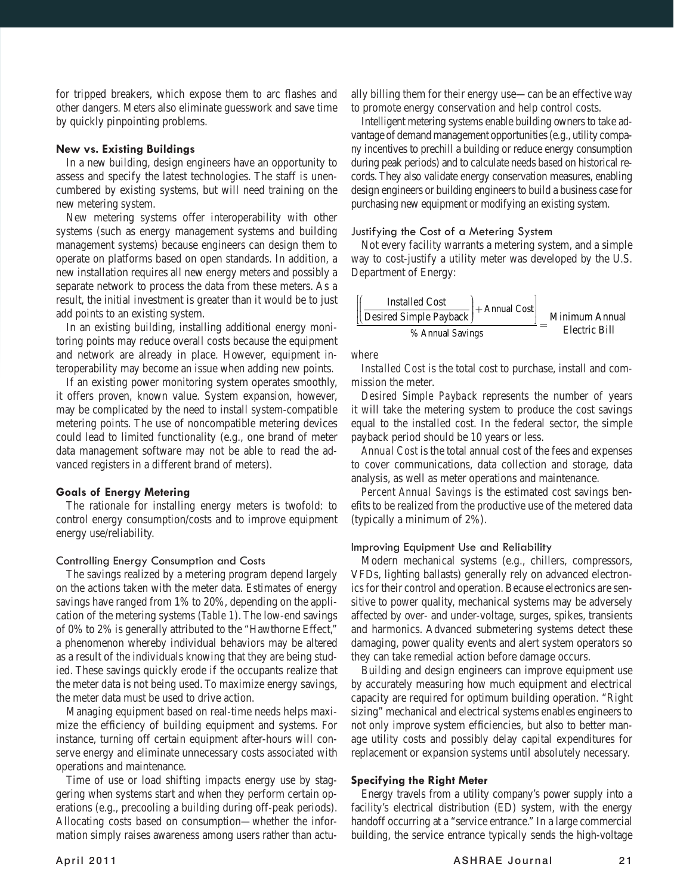for tripped breakers, which expose them to arc flashes and other dangers. Meters also eliminate guesswork and save time by quickly pinpointing problems.

## New vs. Existing Buildings

In a new building, design engineers have an opportunity to assess and specify the latest technologies. The staff is unencumbered by existing systems, but will need training on the new metering system.

New metering systems offer interoperability with other systems (such as energy management systems and building management systems) because engineers can design them to operate on platforms based on open standards. In addition, a new installation requires all new energy meters and possibly a separate network to process the data from these meters. As a result, the initial investment is greater than it would be to just add points to an existing system.

In an existing building, installing additional energy monitoring points may reduce overall costs because the equipment and network are already in place. However, equipment interoperability may become an issue when adding new points.

If an existing power monitoring system operates smoothly, it offers proven, known value. System expansion, however, may be complicated by the need to install system-compatible metering points. The use of noncompatible metering devices could lead to limited functionality (e.g., one brand of meter data management software may not be able to read the advanced registers in a different brand of meters).

## Goals of Energy Metering

The rationale for installing energy meters is twofold: to control energy consumption/costs and to improve equipment energy use/reliability.

### Controlling Energy Consumption and Costs

The savings realized by a metering program depend largely on the actions taken with the meter data. Estimates of energy savings have ranged from 1% to 20%, depending on the application of the metering systems (*Table 1*). The low-end savings of 0% to 2% is generally attributed to the "Hawthorne Effect," a phenomenon whereby individual behaviors may be altered as a result of the individuals knowing that they are being studied. These savings quickly erode if the occupants realize that the meter data is not being used. To maximize energy savings, the meter data must be used to drive action.

Managing equipment based on real-time needs helps maximize the efficiency of building equipment and systems. For instance, turning off certain equipment after-hours will conserve energy and eliminate unnecessary costs associated with operations and maintenance.

Time of use or load shifting impacts energy use by staggering when systems start and when they perform certain operations (e.g., precooling a building during off-peak periods). Allocating costs based on consumption—whether the information simply raises awareness among users rather than actually billing them for their energy use—can be an effective way to promote energy conservation and help control costs.

Intelligent metering systems enable building owners to take advantage of demand management opportunities (e.g., utility company incentives to prechill a building or reduce energy consumption during peak periods) and to calculate needs based on historical records. They also validate energy conservation measures, enabling design engineers or building engineers to build a business case for purchasing new equipment or modifying an existing system.

### Justifying the Cost of a Metering System

Not every facility warrants a metering system, and a simple way to cost-justify a utility meter was developed by the U.S. Department of Energy:

$$\frac{\left[\left(\dfrac{\text{Installed Cost}}{\text{Desired Simple Payback}}\right) + \text{Annual Cost}\right]}{\text{\% Annual Savings}} = \text{Minimum Annual Electric Bill}$$

*where*

*Installed Cost* is the total cost to purchase, install and commission the meter.

*Desired Simple Payback* represents the number of years it will take the metering system to produce the cost savings equal to the installed cost. In the federal sector, the simple payback period should be 10 years or less.

*Annual Cost* is the total annual cost of the fees and expenses to cover communications, data collection and storage, data analysis, as well as meter operations and maintenance.

*Percent Annual Savings* is the estimated cost savings benefits to be realized from the productive use of the metered data (typically a minimum of 2%).

### Improving Equipment Use and Reliability

Modern mechanical systems (e.g., chillers, compressors, VFDs, lighting ballasts) generally rely on advanced electronics for their control and operation. Because electronics are sensitive to power quality, mechanical systems may be adversely affected by over- and under-voltage, surges, spikes, transients and harmonics. Advanced submetering systems detect these damaging, power quality events and alert system operators so they can take remedial action before damage occurs.

Building and design engineers can improve equipment use by accurately measuring how much equipment and electrical capacity are required for optimum building operation. "Right sizing" mechanical and electrical systems enables engineers to not only improve system efficiencies, but also to better manage utility costs and possibly delay capital expenditures for replacement or expansion systems until absolutely necessary.

## Specifying the Right Meter

Energy travels from a utility company's power supply into a facility's electrical distribution (ED) system, with the energy handoff occurring at a "service entrance." In a large commercial building, the service entrance typically sends the high-voltage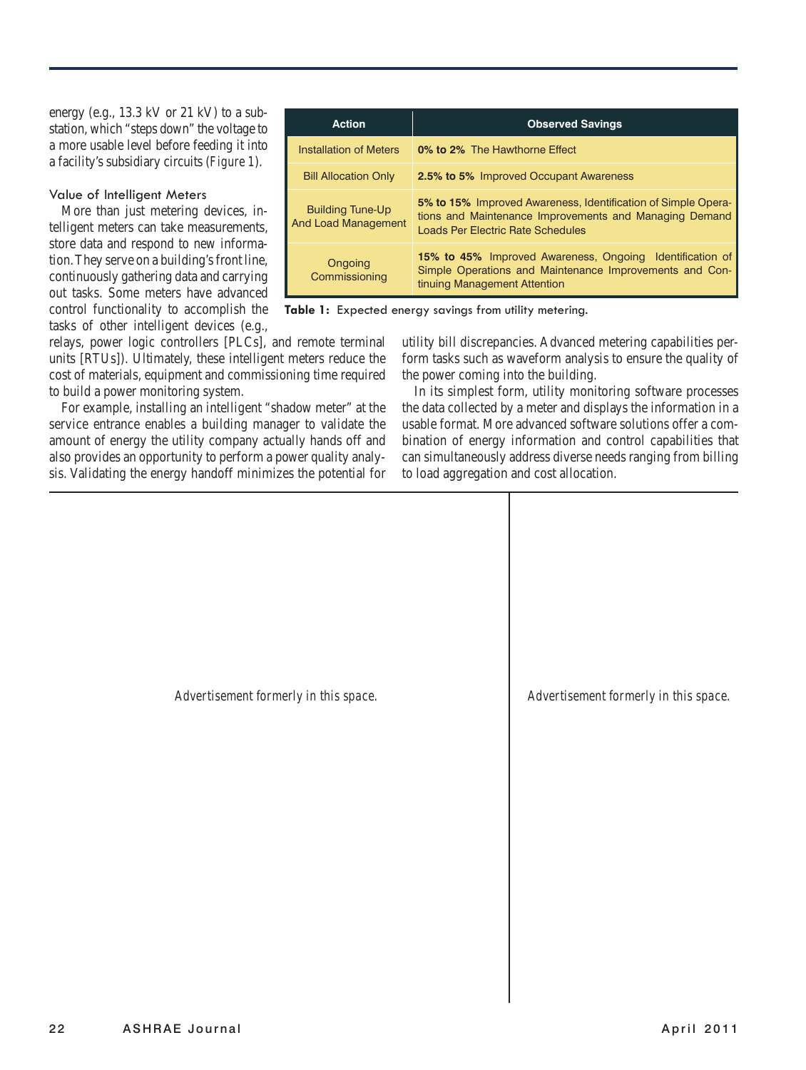energy (e.g., 13.3 kV or 21 kV) to a substation, which "steps down" the voltage to a more usable level before feeding it into a facility's subsidiary circuits (*Figure 1*).

### Value of Intelligent Meters

More than just metering devices, intelligent meters can take measurements, store data and respond to new information. They serve on a building's front line, continuously gathering data and carrying out tasks. Some meters have advanced control functionality to accomplish the tasks of other intelligent devices (e.g., relays, power logic controllers [PLCs], and remote terminal units [RTUs]). Ultimately, these intelligent meters reduce the cost of materials, equipment and commissioning time required to build a power monitoring system.

| Action | Observed Savings |
|---|---|
| Installation of Meters | **0% to 2%** The Hawthorne Effect |
| Bill Allocation Only | **2.5% to 5%** Improved Occupant Awareness |
| Building Tune-Up And Load Management | **5% to 15%** Improved Awareness, Identification of Simple Operations and Maintenance Improvements and Managing Demand Loads Per Electric Rate Schedules |
| Ongoing Commissioning | **15% to 45%** Improved Awareness, Ongoing Identification of Simple Operations and Maintenance Improvements and Continuing Management Attention |

**Table 1:** Expected energy savings from utility metering.

For example, installing an intelligent "shadow meter" at the service entrance enables a building manager to validate the amount of energy the utility company actually hands off and also provides an opportunity to perform a power quality analysis. Validating the energy handoff minimizes the potential for utility bill discrepancies. Advanced metering capabilities perform tasks such as waveform analysis to ensure the quality of the power coming into the building.

In its simplest form, utility monitoring software processes the data collected by a meter and displays the information in a usable format. More advanced software solutions offer a combination of energy information and control capabilities that can simultaneously address diverse needs ranging from billing to load aggregation and cost allocation.

*Advertisement formerly in this space.*

*Advertisement formerly in this space.*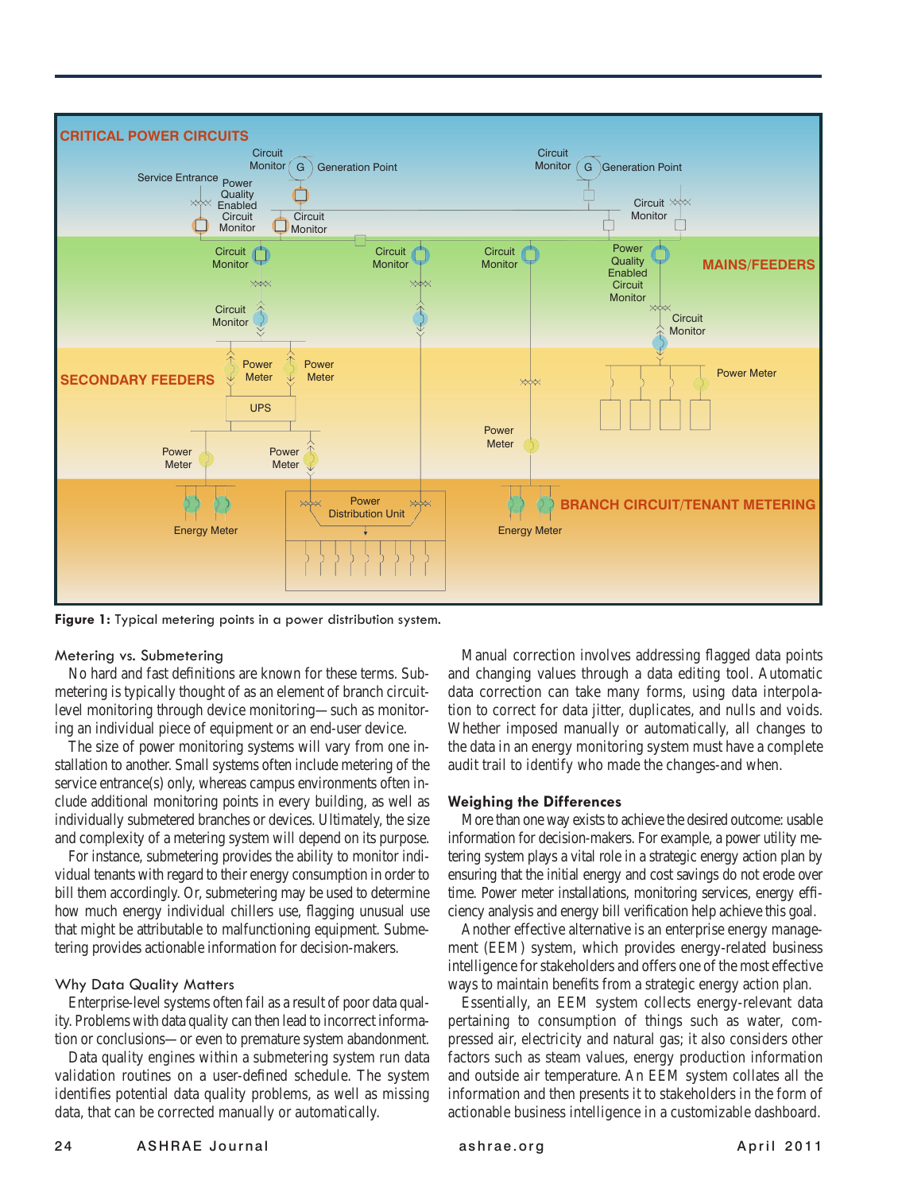Figure 1: Typical metering points in a power distribution system.

### Metering vs. Submetering

No hard and fast definitions are known for these terms. Submetering is typically thought of as an element of branch circuit-level monitoring through device monitoring—such as monitoring an individual piece of equipment or an end-user device.

The size of power monitoring systems will vary from one installation to another. Small systems often include metering of the service entrance(s) only, whereas campus environments often include additional monitoring points in every building, as well as individually submetered branches or devices. Ultimately, the size and complexity of a metering system will depend on its purpose.

For instance, submetering provides the ability to monitor individual tenants with regard to their energy consumption in order to bill them accordingly. Or, submetering may be used to determine how much energy individual chillers use, flagging unusual use that might be attributable to malfunctioning equipment. Submetering provides actionable information for decision-makers.

### Why Data Quality Matters

Enterprise-level systems often fail as a result of poor data quality. Problems with data quality can then lead to incorrect information or conclusions—or even to premature system abandonment.

Data quality engines within a submetering system run data validation routines on a user-defined schedule. The system identifies potential data quality problems, as well as missing data, that can be corrected manually or automatically.

Manual correction involves addressing flagged data points and changing values through a data editing tool. Automatic data correction can take many forms, using data interpolation to correct for data jitter, duplicates, and nulls and voids. Whether imposed manually or automatically, all changes to the data in an energy monitoring system must have a complete audit trail to identify who made the changes-and when.

### Weighing the Differences

More than one way exists to achieve the desired outcome: usable information for decision-makers. For example, a power utility metering system plays a vital role in a strategic energy action plan by ensuring that the initial energy and cost savings do not erode over time. Power meter installations, monitoring services, energy efficiency analysis and energy bill verification help achieve this goal.

Another effective alternative is an enterprise energy management (EEM) system, which provides energy-related business intelligence for stakeholders and offers one of the most effective ways to maintain benefits from a strategic energy action plan.

Essentially, an EEM system collects energy-relevant data pertaining to consumption of things such as water, compressed air, electricity and natural gas; it also considers other factors such as steam values, energy production information and outside air temperature. An EEM system collates all the information and then presents it to stakeholders in the form of actionable business intelligence in a customizable dashboard.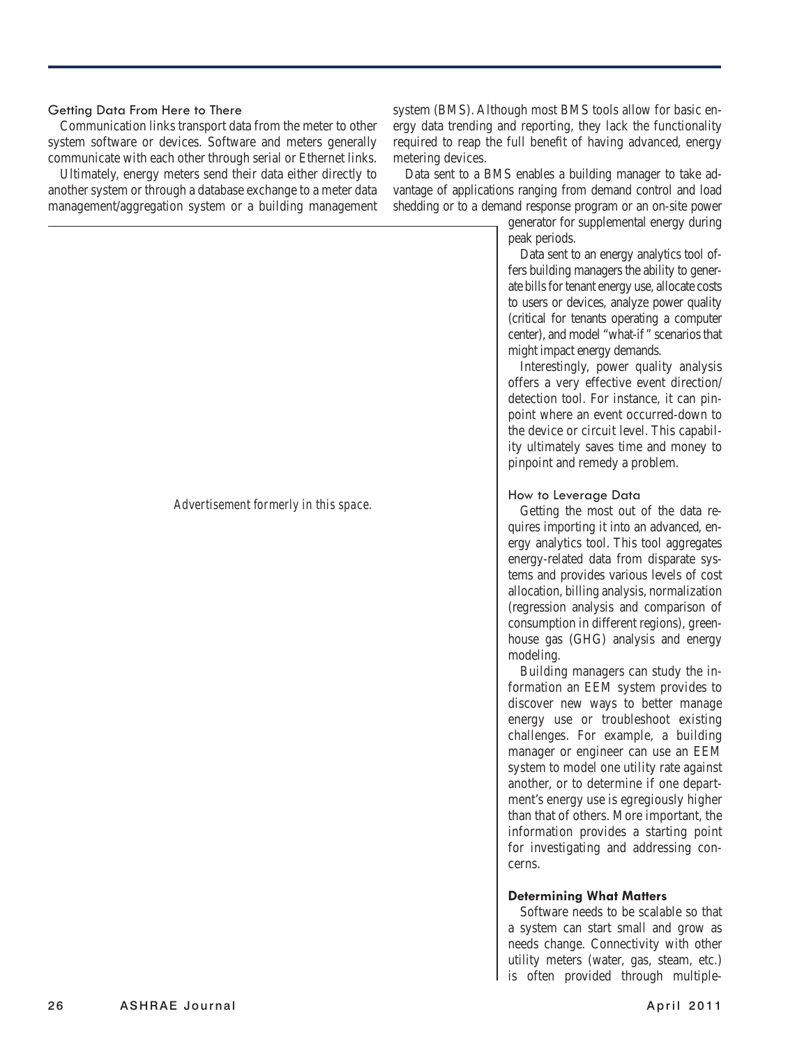### Getting Data From Here to There

Communication links transport data from the meter to other system software or devices. Software and meters generally communicate with each other through serial or Ethernet links.

Ultimately, energy meters send their data either directly to another system or through a database exchange to a meter data management/aggregation system or a building management system (BMS). Although most BMS tools allow for basic energy data trending and reporting, they lack the functionality required to reap the full benefit of having advanced, energy metering devices.

Data sent to a BMS enables a building manager to take advantage of applications ranging from demand control and load shedding or to a demand response program or an on-site power generator for supplemental energy during peak periods.

*Advertisement formerly in this space.*

Data sent to an energy analytics tool offers building managers the ability to generate bills for tenant energy use, allocate costs to users or devices, analyze power quality (critical for tenants operating a computer center), and model "what-if" scenarios that might impact energy demands.

Interestingly, power quality analysis offers a very effective event direction/detection tool. For instance, it can pinpoint where an event occurred-down to the device or circuit level. This capability ultimately saves time and money to pinpoint and remedy a problem.

### How to Leverage Data

Getting the most out of the data requires importing it into an advanced, energy analytics tool. This tool aggregates energy-related data from disparate systems and provides various levels of cost allocation, billing analysis, normalization (regression analysis and comparison of consumption in different regions), greenhouse gas (GHG) analysis and energy modeling.

Building managers can study the information an EEM system provides to discover new ways to better manage energy use or troubleshoot existing challenges. For example, a building manager or engineer can use an EEM system to model one utility rate against another, or to determine if one department's energy use is egregiously higher than that of others. More important, the information provides a starting point for investigating and addressing concerns.

## Determining What Matters

Software needs to be scalable so that a system can start small and grow as needs change. Connectivity with other utility meters (water, gas, steam, etc.) is often provided through multiple-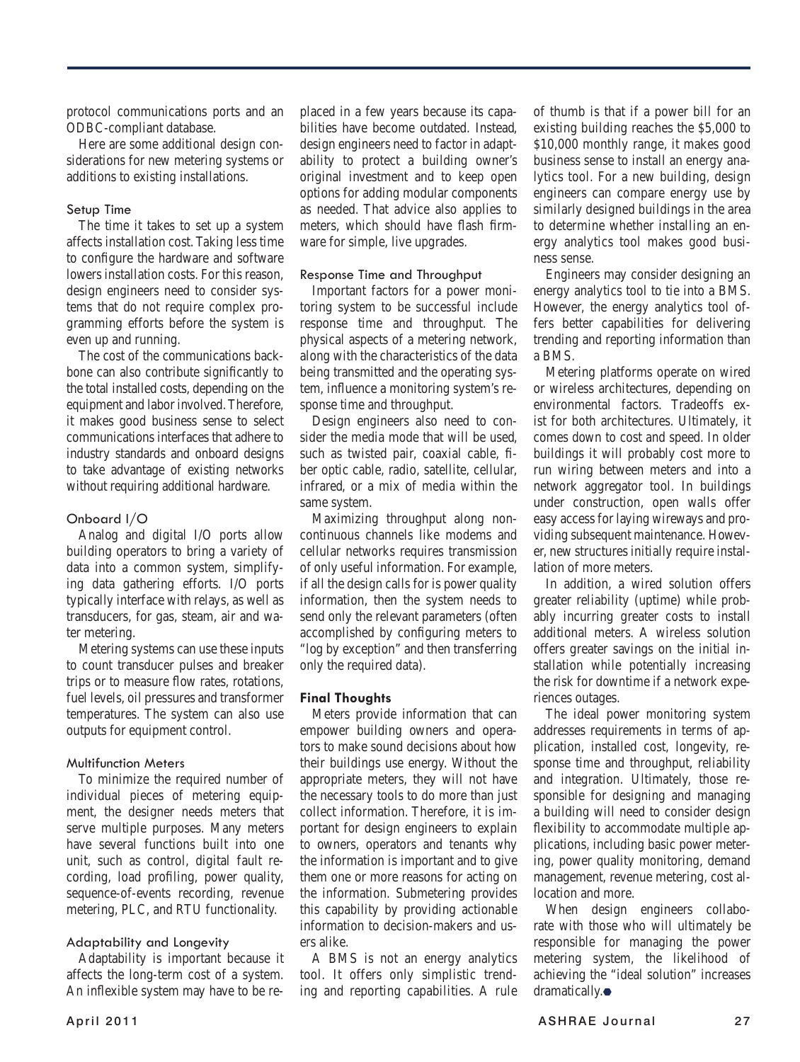protocol communications ports and an ODBC-compliant database.

Here are some additional design considerations for new metering systems or additions to existing installations.

### Setup Time

The time it takes to set up a system affects installation cost. Taking less time to configure the hardware and software lowers installation costs. For this reason, design engineers need to consider systems that do not require complex programming efforts before the system is even up and running.

The cost of the communications backbone can also contribute significantly to the total installed costs, depending on the equipment and labor involved. Therefore, it makes good business sense to select communications interfaces that adhere to industry standards and onboard designs to take advantage of existing networks without requiring additional hardware.

### Onboard I/O

Analog and digital I/O ports allow building operators to bring a variety of data into a common system, simplifying data gathering efforts. I/O ports typically interface with relays, as well as transducers, for gas, steam, air and water metering.

Metering systems can use these inputs to count transducer pulses and breaker trips or to measure flow rates, rotations, fuel levels, oil pressures and transformer temperatures. The system can also use outputs for equipment control.

### Multifunction Meters

To minimize the required number of individual pieces of metering equipment, the designer needs meters that serve multiple purposes. Many meters have several functions built into one unit, such as control, digital fault recording, load profiling, power quality, sequence-of-events recording, revenue metering, PLC, and RTU functionality.

### Adaptability and Longevity

Adaptability is important because it affects the long-term cost of a system. An inflexible system may have to be replaced in a few years because its capabilities have become outdated. Instead, design engineers need to factor in adaptability to protect a building owner's original investment and to keep open options for adding modular components as needed. That advice also applies to meters, which should have flash firmware for simple, live upgrades.

### Response Time and Throughput

Important factors for a power monitoring system to be successful include response time and throughput. The physical aspects of a metering network, along with the characteristics of the data being transmitted and the operating system, influence a monitoring system's response time and throughput.

Design engineers also need to consider the media mode that will be used, such as twisted pair, coaxial cable, fiber optic cable, radio, satellite, cellular, infrared, or a mix of media within the same system.

Maximizing throughput along noncontinuous channels like modems and cellular networks requires transmission of only useful information. For example, if all the design calls for is power quality information, then the system needs to send only the relevant parameters (often accomplished by configuring meters to "log by exception" and then transferring only the required data).

## Final Thoughts

Meters provide information that can empower building owners and operators to make sound decisions about how their buildings use energy. Without the appropriate meters, they will not have the necessary tools to do more than just collect information. Therefore, it is important for design engineers to explain to owners, operators and tenants why the information is important and to give them one or more reasons for acting on the information. Submetering provides this capability by providing actionable information to decision-makers and users alike.

A BMS is not an energy analytics tool. It offers only simplistic trending and reporting capabilities. A rule of thumb is that if a power bill for an existing building reaches the $5,000 to $10,000 monthly range, it makes good business sense to install an energy analytics tool. For a new building, design engineers can compare energy use by similarly designed buildings in the area to determine whether installing an energy analytics tool makes good business sense.

Engineers may consider designing an energy analytics tool to tie into a BMS. However, the energy analytics tool offers better capabilities for delivering trending and reporting information than a BMS.

Metering platforms operate on wired or wireless architectures, depending on environmental factors. Tradeoffs exist for both architectures. Ultimately, it comes down to cost and speed. In older buildings it will probably cost more to run wiring between meters and into a network aggregator tool. In buildings under construction, open walls offer easy access for laying wireways and providing subsequent maintenance. However, new structures initially require installation of more meters.

In addition, a wired solution offers greater reliability (uptime) while probably incurring greater costs to install additional meters. A wireless solution offers greater savings on the initial installation while potentially increasing the risk for downtime if a network experiences outages.

The ideal power monitoring system addresses requirements in terms of application, installed cost, longevity, response time and throughput, reliability and integration. Ultimately, those responsible for designing and managing a building will need to consider design flexibility to accommodate multiple applications, including basic power metering, power quality monitoring, demand management, revenue metering, cost allocation and more.

When design engineers collaborate with those who will ultimately be responsible for managing the power metering system, the likelihood of achieving the "ideal solution" increases dramatically.●